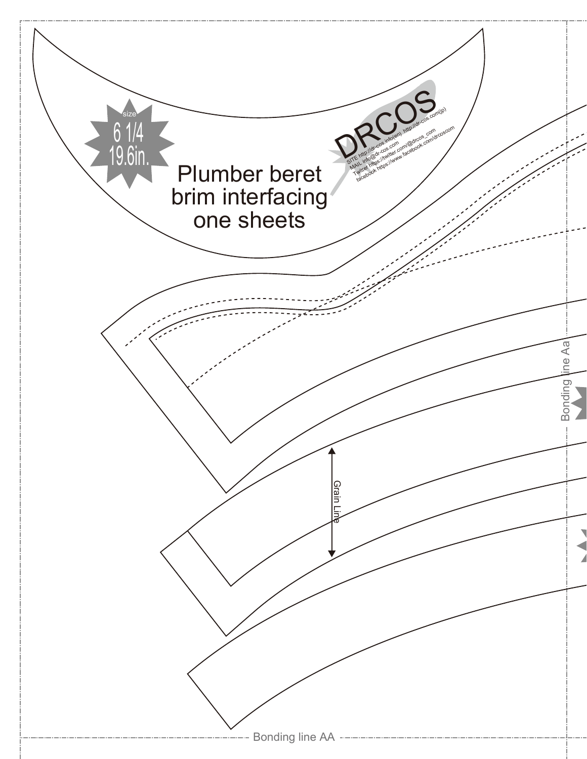size

6 1/4

19.6in.

Plumber beret brim interfacing one sheets

DRCOS

SITE http://dr-cos.info(en) http://dr-cos.com(jp)

MAIL info@dr-cos.com

Twitter https://twitter.com/@drcos_com

facebook https://www.facebook.com/drcoscom

Grain Line

Bonding line Aa

Bonding line AA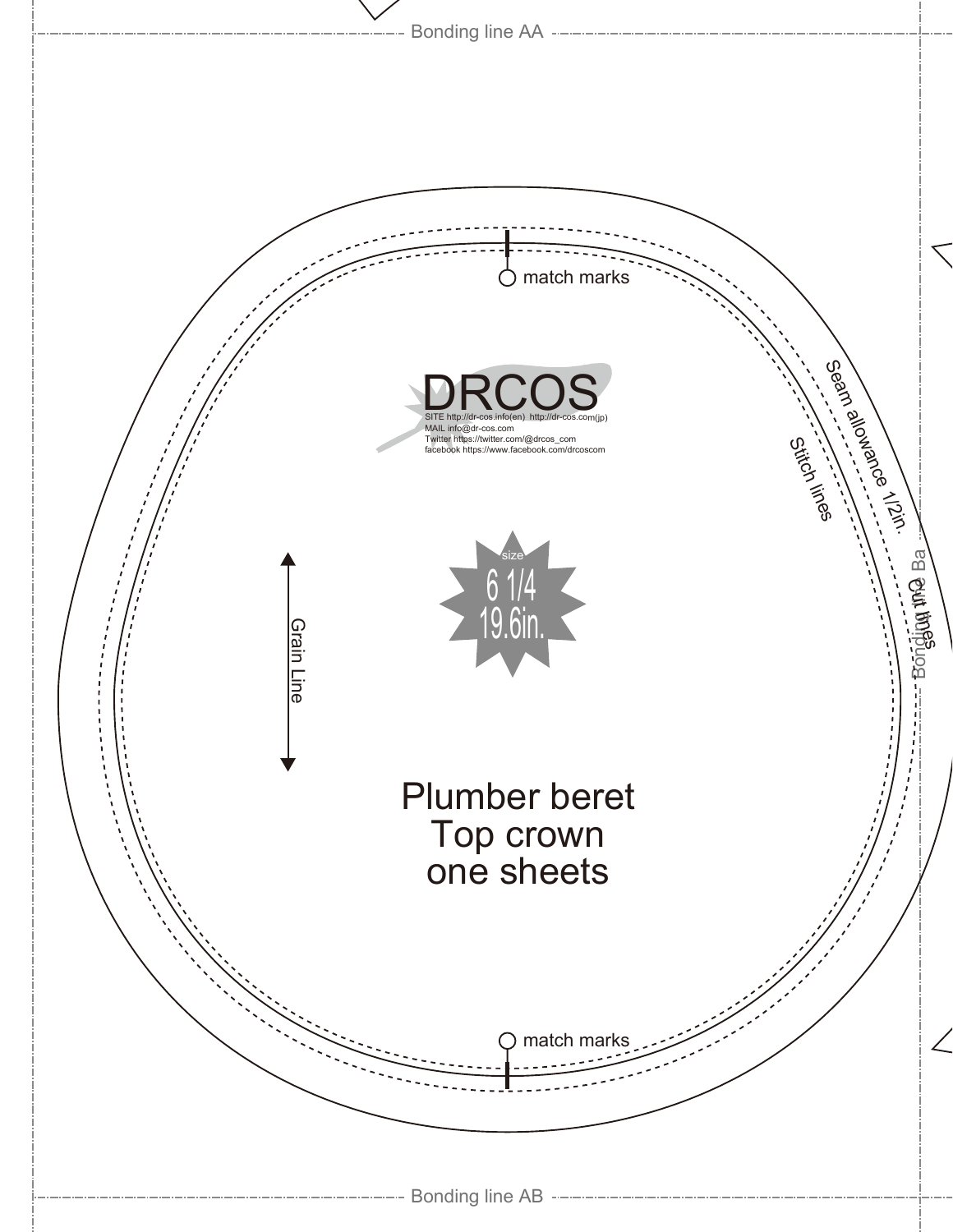Bonding line AA

match marks

DRCOS

SITE http://dr-cos.info(en) http://dr-cos.com(jp)
MAIL info@dr-cos.com
Twitter https://twitter.com/@drcos_com
facebook https://www.facebook.com/drcoscom

Seam allowance 1/2in.

Stitch lines

Cut lines

Bonding line Ba

Grain Line

size
6 1/4
19.6in.

Plumber beret
Top crown
one sheets

match marks

Bonding line AB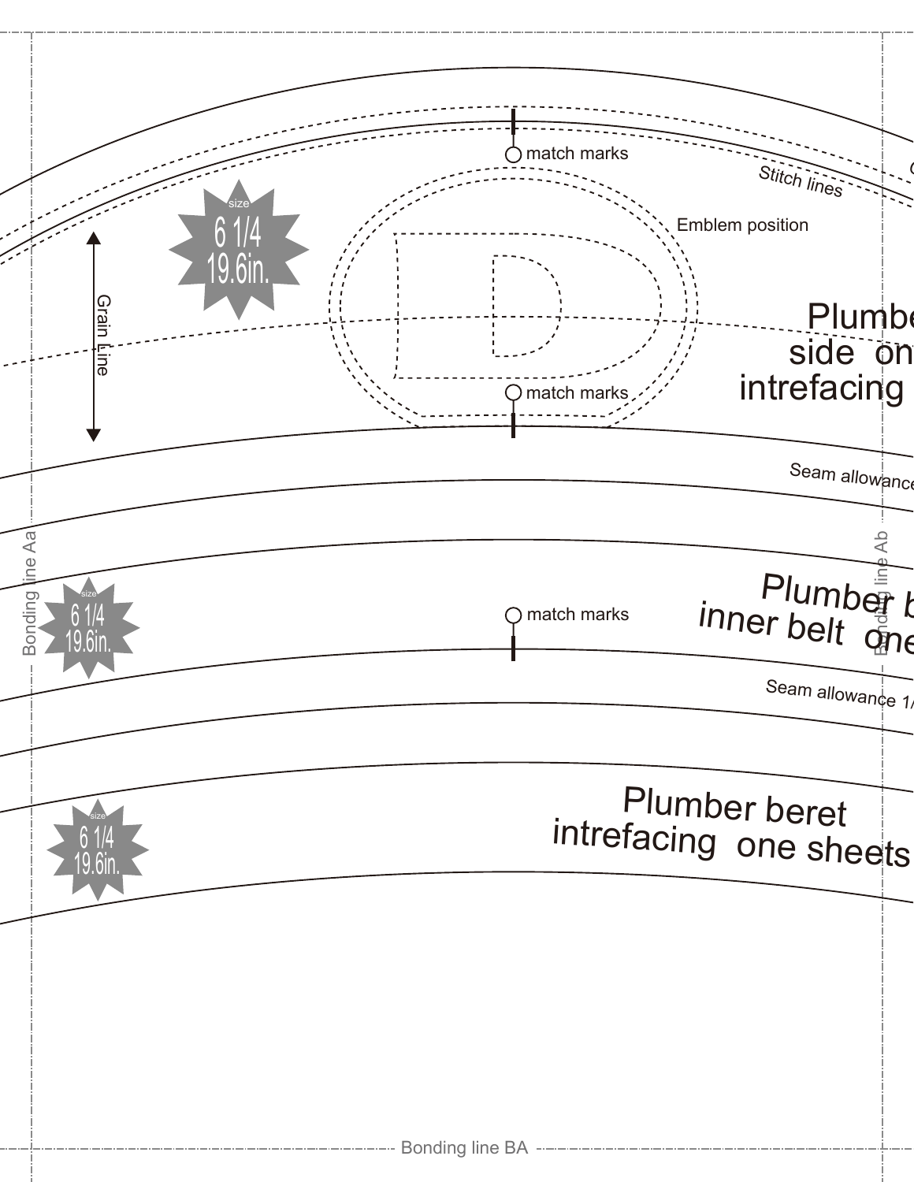match marks

Stitch lines

size
6 1/4
19.6in.

Emblem position

Grain Line

Plumbe
side on
intrefacing

match marks

Seam allowance

Bonding line Aa

Bonding line Ab

size
6 1/4
19.6in.

match marks

Plumber b
inner belt one

Seam allowance 1/

size
6 1/4
19.6in.

Plumber beret
intrefacing one sheets

Bonding line BA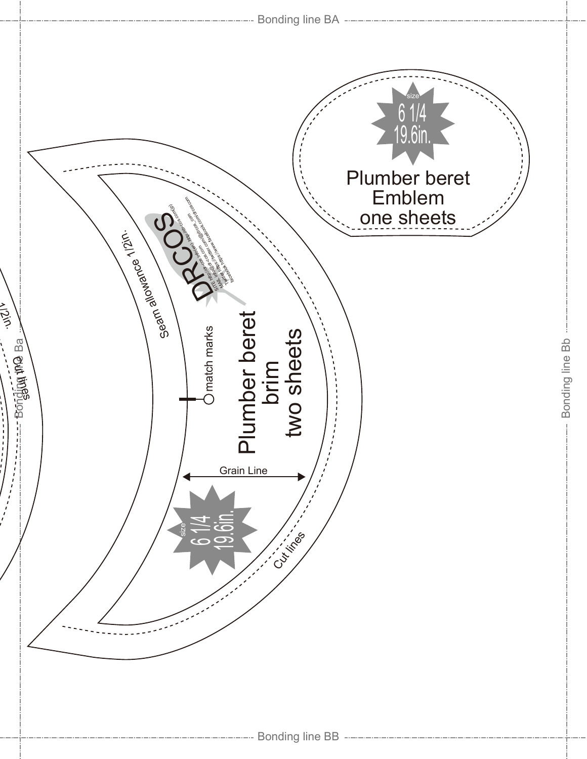Bonding line BA

size

6 1/4

19.6in.

Plumber beret
Emblem
one sheets

DRCOS

SITE http://dr-cos.info/(en) http://dr-cos.com/(jp)

MAIL info@dr-cos.com

Twitter https://twitter.com/@drcos_com

facebook https://www.facebook.com/drcos.com

seam allowance 1/2in.

match marks

Plumber beret
brim
two sheets

Grain Line

size

6 1/4

19.6in.

Cut lines

1/2in.

Cut lines

Bonding line Ba

Bonding line Bb

Bonding line BB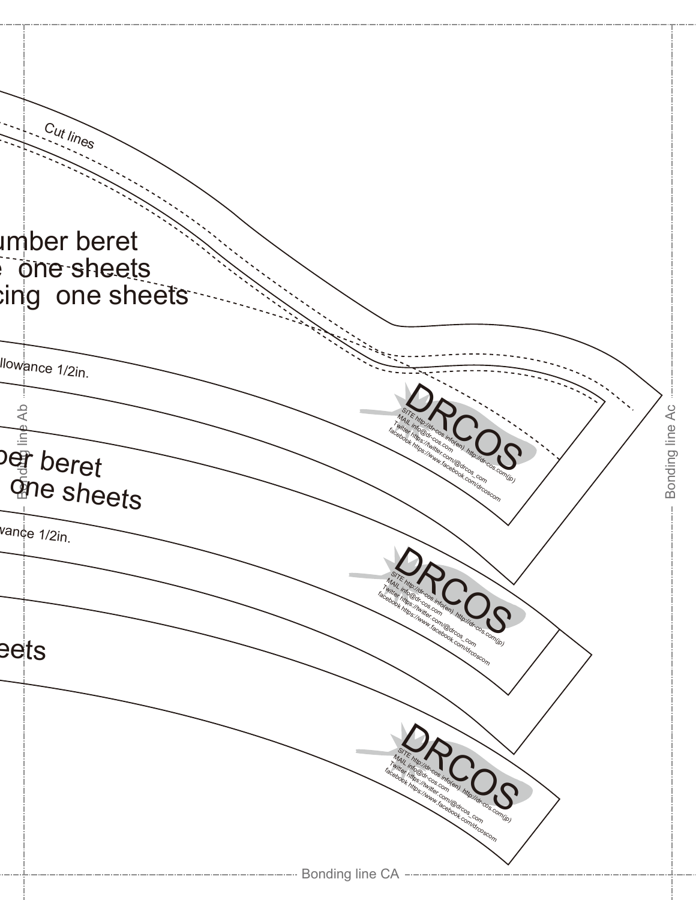Cut lines

umber beret
e one sheets
cing one sheets

llowance 1/2in.

DRCOS
SITE http://dr-cos.info(en) http://dr-cos.com(jp)
MAIL info@dr-cos.com
Twitter https://twitter.com/@drcos_com
facebook https://www.facebook.com/drcoscom

Bonding line Ab

Bonding line Ac

per beret
one sheets

wance 1/2in.

DRCOS
SITE http://dr-cos.info(en) http://dr-cos.com(jp)
MAIL info@dr-cos.com
Twitter https://twitter.com/@drcos_com
facebook https://www.facebook.com/drcoscom

eets

DRCOS
SITE http://dr-cos.info(en) http://dr-cos.com(jp)
MAIL info@dr-cos.com
Twitter https://twitter.com/@drcos_com
facebook https://www.facebook.com/drcoscom

Bonding line CA